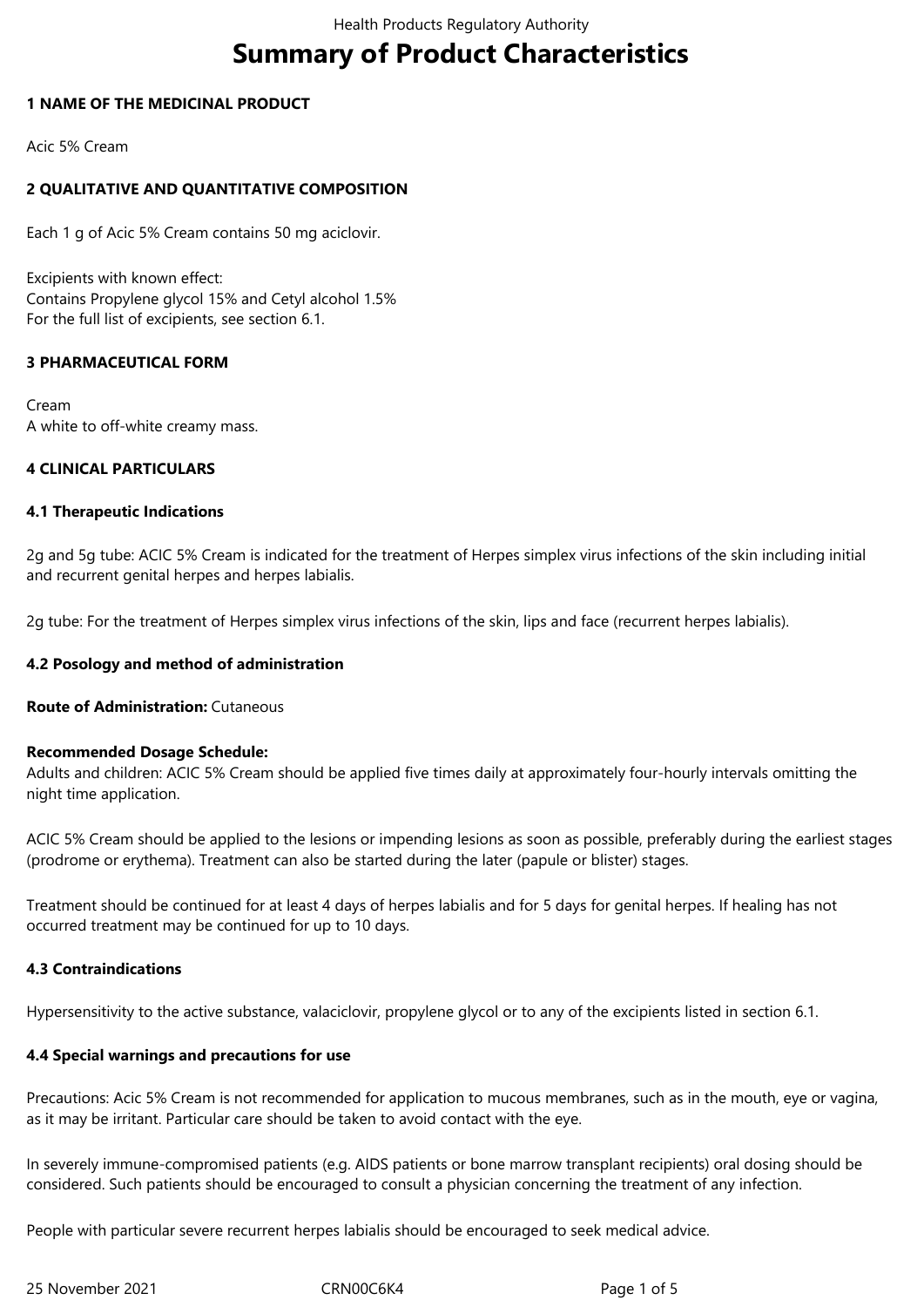# Summary of Product Characteristics

## 1 NAME OF THE MEDICINAL PRODUCT

Acic 5% Cream

## 2 QUALITATIVE AND QUANTITATIVE COMPOSITION

Each 1 g of Acic 5% Cream contains 50 mg aciclovir.

Excipients with known effect:
Contains Propylene glycol 15% and Cetyl alcohol 1.5%
For the full list of excipients, see section 6.1.

## 3 PHARMACEUTICAL FORM

Cream
A white to off-white creamy mass.

## 4 CLINICAL PARTICULARS

### 4.1 Therapeutic Indications

2g and 5g tube: ACIC 5% Cream is indicated for the treatment of Herpes simplex virus infections of the skin including initial and recurrent genital herpes and herpes labialis.

2g tube: For the treatment of Herpes simplex virus infections of the skin, lips and face (recurrent herpes labialis).

### 4.2 Posology and method of administration

**Route of Administration:** Cutaneous

**Recommended Dosage Schedule:**
Adults and children: ACIC 5% Cream should be applied five times daily at approximately four-hourly intervals omitting the night time application.

ACIC 5% Cream should be applied to the lesions or impending lesions as soon as possible, preferably during the earliest stages (prodrome or erythema). Treatment can also be started during the later (papule or blister) stages.

Treatment should be continued for at least 4 days of herpes labialis and for 5 days for genital herpes. If healing has not occurred treatment may be continued for up to 10 days.

### 4.3 Contraindications

Hypersensitivity to the active substance, valaciclovir, propylene glycol or to any of the excipients listed in section 6.1.

### 4.4 Special warnings and precautions for use

Precautions: Acic 5% Cream is not recommended for application to mucous membranes, such as in the mouth, eye or vagina, as it may be irritant. Particular care should be taken to avoid contact with the eye.

In severely immune-compromised patients (e.g. AIDS patients or bone marrow transplant recipients) oral dosing should be considered. Such patients should be encouraged to consult a physician concerning the treatment of any infection.

People with particular severe recurrent herpes labialis should be encouraged to seek medical advice.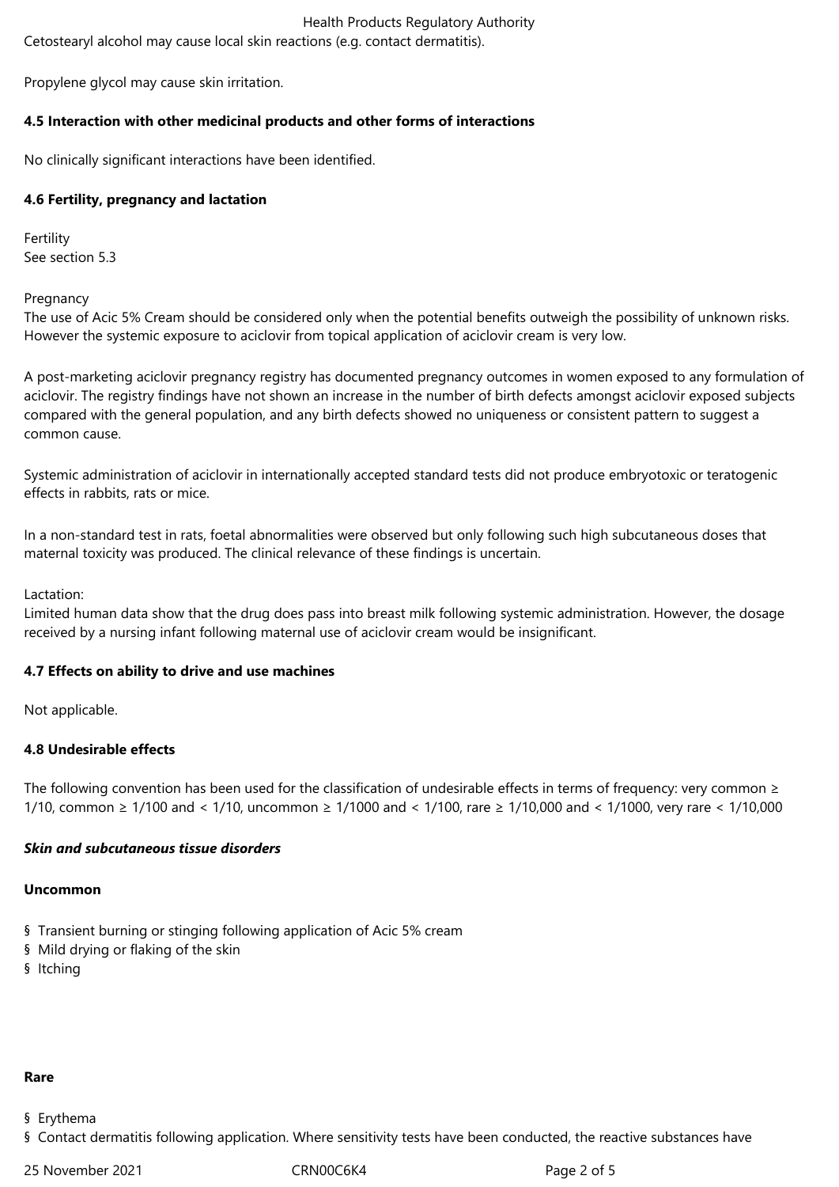Cetostearyl alcohol may cause local skin reactions (e.g. contact dermatitis).

Propylene glycol may cause skin irritation.

## 4.5 Interaction with other medicinal products and other forms of interactions

No clinically significant interactions have been identified.

## 4.6 Fertility, pregnancy and lactation

Fertility
See section 5.3

Pregnancy
The use of Acic 5% Cream should be considered only when the potential benefits outweigh the possibility of unknown risks. However the systemic exposure to aciclovir from topical application of aciclovir cream is very low.

A post-marketing aciclovir pregnancy registry has documented pregnancy outcomes in women exposed to any formulation of aciclovir. The registry findings have not shown an increase in the number of birth defects amongst aciclovir exposed subjects compared with the general population, and any birth defects showed no uniqueness or consistent pattern to suggest a common cause.

Systemic administration of aciclovir in internationally accepted standard tests did not produce embryotoxic or teratogenic effects in rabbits, rats or mice.

In a non-standard test in rats, foetal abnormalities were observed but only following such high subcutaneous doses that maternal toxicity was produced. The clinical relevance of these findings is uncertain.

Lactation:
Limited human data show that the drug does pass into breast milk following systemic administration. However, the dosage received by a nursing infant following maternal use of aciclovir cream would be insignificant.

## 4.7 Effects on ability to drive and use machines

Not applicable.

## 4.8 Undesirable effects

The following convention has been used for the classification of undesirable effects in terms of frequency: very common ≥ 1/10, common ≥ 1/100 and < 1/10, uncommon ≥ 1/1000 and < 1/100, rare ≥ 1/10,000 and < 1/1000, very rare < 1/10,000

***Skin and subcutaneous tissue disorders***

**Uncommon**

- Transient burning or stinging following application of Acic 5% cream
- Mild drying or flaking of the skin
- Itching

**Rare**

- Erythema
- Contact dermatitis following application. Where sensitivity tests have been conducted, the reactive substances have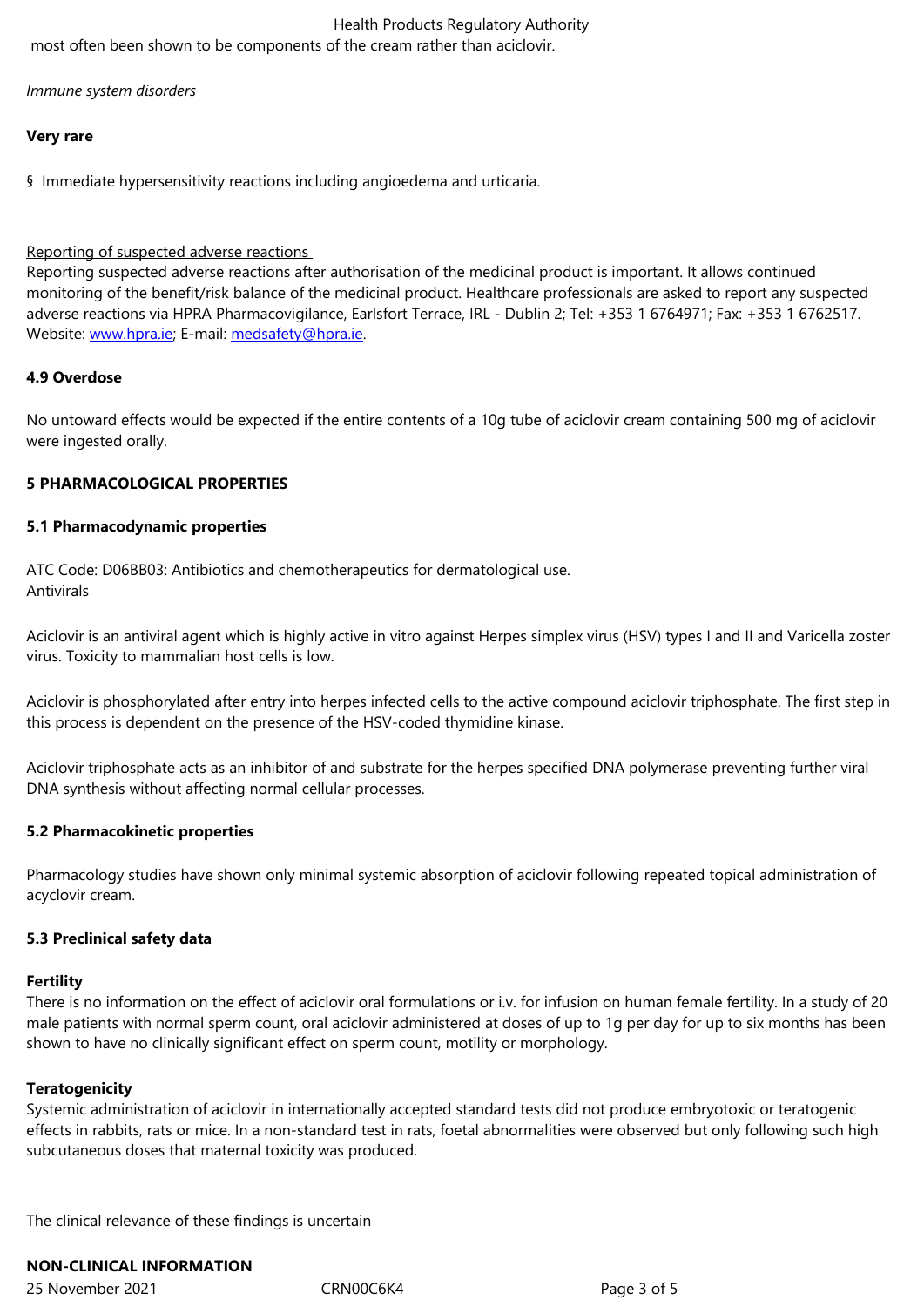most often been shown to be components of the cream rather than aciclovir.

*Immune system disorders*

**Very rare**

§ Immediate hypersensitivity reactions including angioedema and urticaria.

Reporting of suspected adverse reactions

Reporting suspected adverse reactions after authorisation of the medicinal product is important. It allows continued monitoring of the benefit/risk balance of the medicinal product. Healthcare professionals are asked to report any suspected adverse reactions via HPRA Pharmacovigilance, Earlsfort Terrace, IRL - Dublin 2; Tel: +353 1 6764971; Fax: +353 1 6762517. Website: www.hpra.ie; E-mail: medsafety@hpra.ie.

### 4.9 Overdose

No untoward effects would be expected if the entire contents of a 10g tube of aciclovir cream containing 500 mg of aciclovir were ingested orally.

## 5 PHARMACOLOGICAL PROPERTIES

### 5.1 Pharmacodynamic properties

ATC Code: D06BB03: Antibiotics and chemotherapeutics for dermatological use.
Antivirals

Aciclovir is an antiviral agent which is highly active in vitro against Herpes simplex virus (HSV) types I and II and Varicella zoster virus. Toxicity to mammalian host cells is low.

Aciclovir is phosphorylated after entry into herpes infected cells to the active compound aciclovir triphosphate. The first step in this process is dependent on the presence of the HSV-coded thymidine kinase.

Aciclovir triphosphate acts as an inhibitor of and substrate for the herpes specified DNA polymerase preventing further viral DNA synthesis without affecting normal cellular processes.

### 5.2 Pharmacokinetic properties

Pharmacology studies have shown only minimal systemic absorption of aciclovir following repeated topical administration of acyclovir cream.

### 5.3 Preclinical safety data

**Fertility**

There is no information on the effect of aciclovir oral formulations or i.v. for infusion on human female fertility. In a study of 20 male patients with normal sperm count, oral aciclovir administered at doses of up to 1g per day for up to six months has been shown to have no clinically significant effect on sperm count, motility or morphology.

**Teratogenicity**

Systemic administration of aciclovir in internationally accepted standard tests did not produce embryotoxic or teratogenic effects in rabbits, rats or mice. In a non-standard test in rats, foetal abnormalities were observed but only following such high subcutaneous doses that maternal toxicity was produced.

The clinical relevance of these findings is uncertain

**NON-CLINICAL INFORMATION**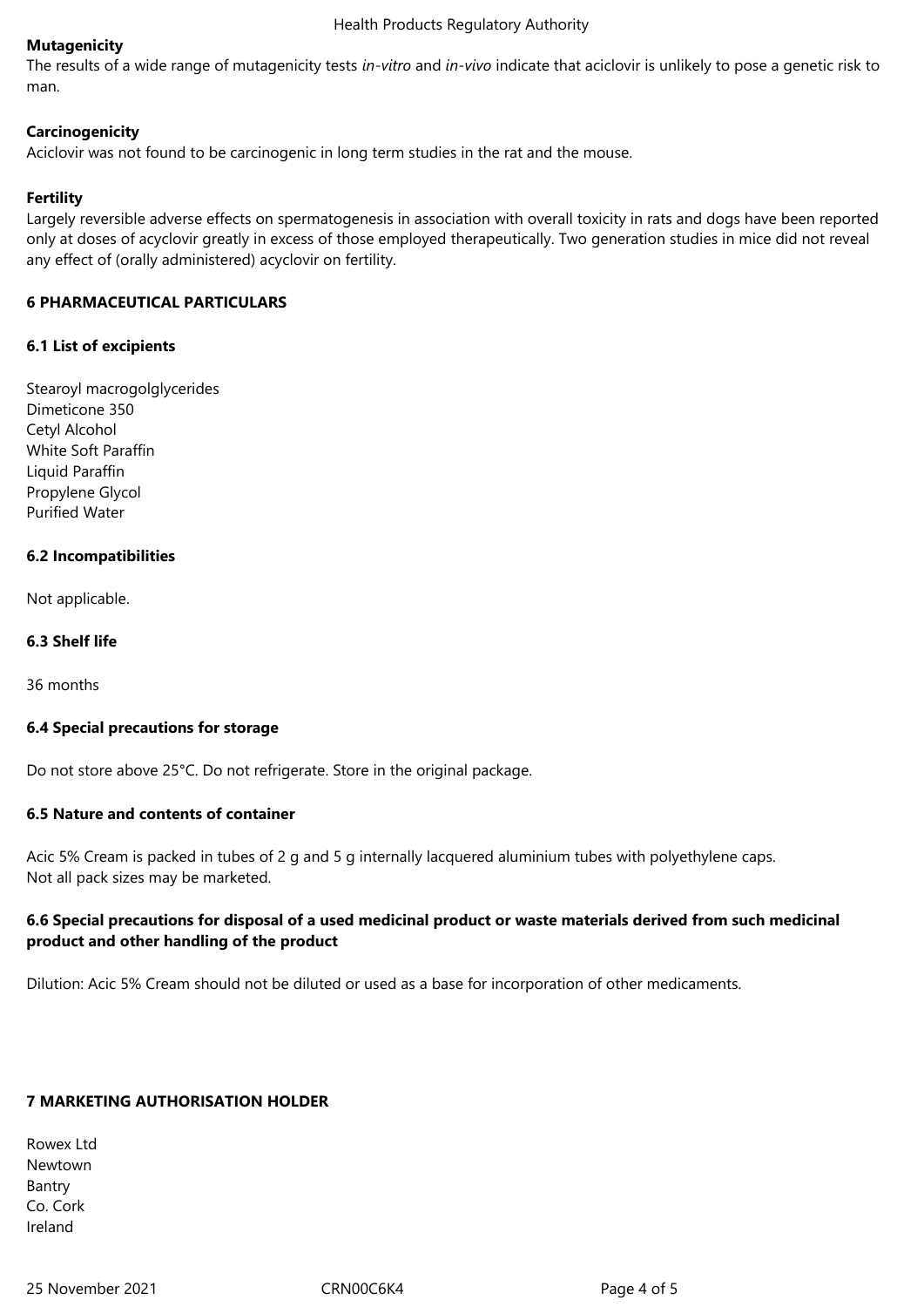**Mutagenicity**

The results of a wide range of mutagenicity tests *in-vitro* and *in-vivo* indicate that aciclovir is unlikely to pose a genetic risk to man.

**Carcinogenicity**

Aciclovir was not found to be carcinogenic in long term studies in the rat and the mouse.

**Fertility**

Largely reversible adverse effects on spermatogenesis in association with overall toxicity in rats and dogs have been reported only at doses of acyclovir greatly in excess of those employed therapeutically. Two generation studies in mice did not reveal any effect of (orally administered) acyclovir on fertility.

## 6 PHARMACEUTICAL PARTICULARS

### 6.1 List of excipients

Stearoyl macrogolglycerides
Dimeticone 350
Cetyl Alcohol
White Soft Paraffin
Liquid Paraffin
Propylene Glycol
Purified Water

### 6.2 Incompatibilities

Not applicable.

### 6.3 Shelf life

36 months

### 6.4 Special precautions for storage

Do not store above 25°C. Do not refrigerate. Store in the original package.

### 6.5 Nature and contents of container

Acic 5% Cream is packed in tubes of 2 g and 5 g internally lacquered aluminium tubes with polyethylene caps.
Not all pack sizes may be marketed.

### 6.6 Special precautions for disposal of a used medicinal product or waste materials derived from such medicinal product and other handling of the product

Dilution: Acic 5% Cream should not be diluted or used as a base for incorporation of other medicaments.

## 7 MARKETING AUTHORISATION HOLDER

Rowex Ltd
Newtown
Bantry
Co. Cork
Ireland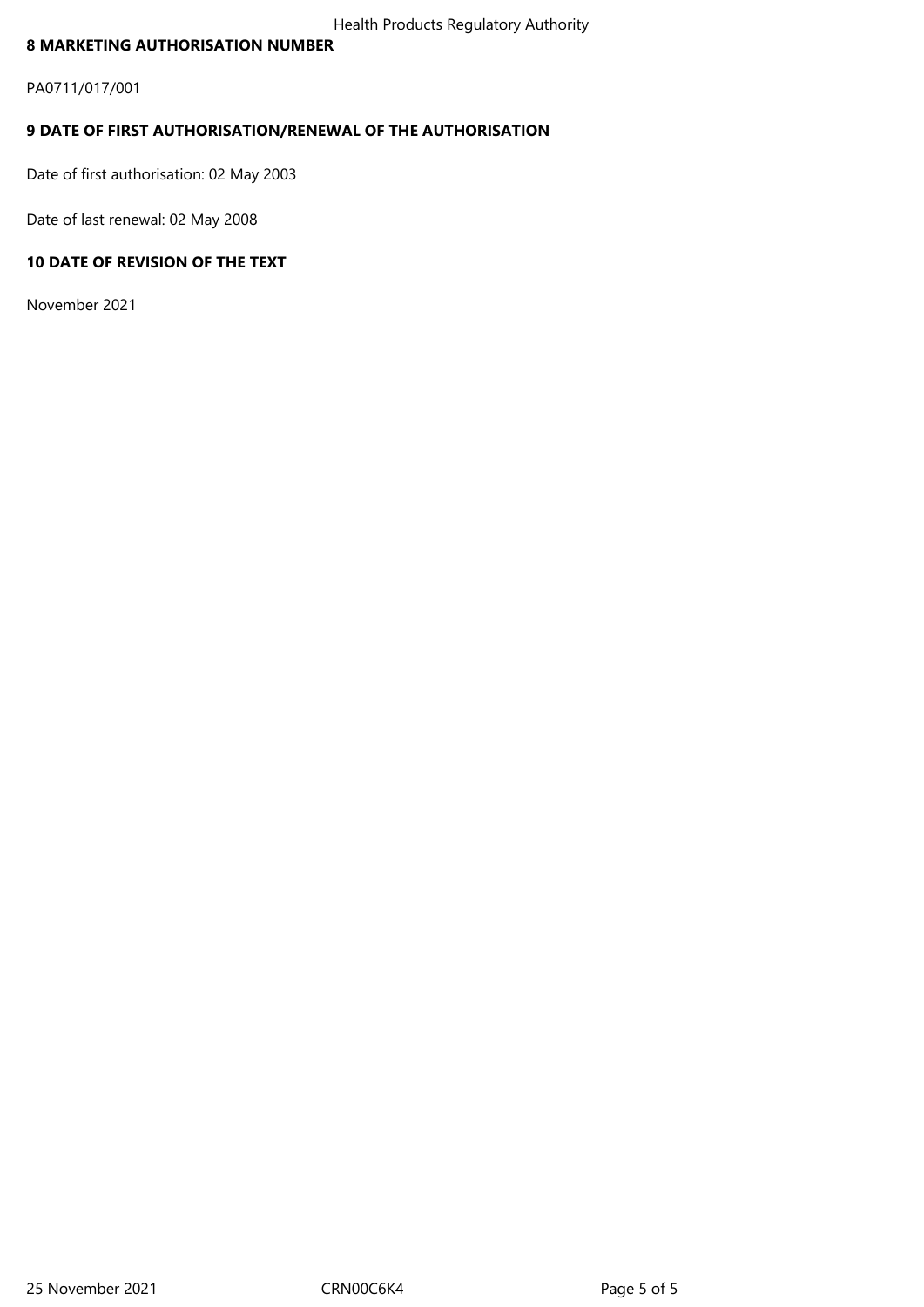## 8 MARKETING AUTHORISATION NUMBER

PA0711/017/001

## 9 DATE OF FIRST AUTHORISATION/RENEWAL OF THE AUTHORISATION

Date of first authorisation: 02 May 2003

Date of last renewal: 02 May 2008

## 10 DATE OF REVISION OF THE TEXT

November 2021